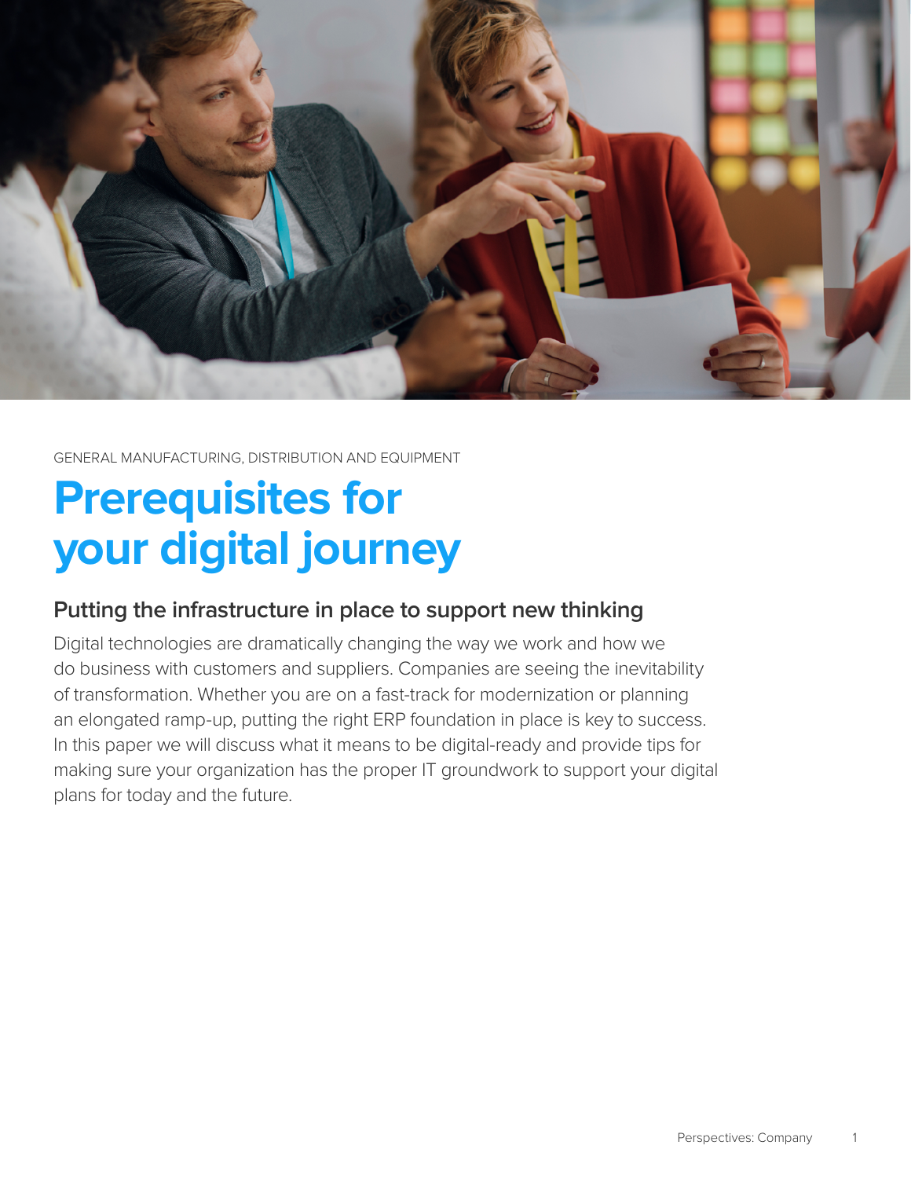GENERAL MANUFACTURING, DISTRIBUTION AND EQUIPMENT

# Prerequisites for your digital journey

## Putting the infrastructure in place to support new thinking

Digital technologies are dramatically changing the way we work and how we do business with customers and suppliers. Companies are seeing the inevitability of transformation. Whether you are on a fast-track for modernization or planning an elongated ramp-up, putting the right ERP foundation in place is key to success. In this paper we will discuss what it means to be digital-ready and provide tips for making sure your organization has the proper IT groundwork to support your digital plans for today and the future.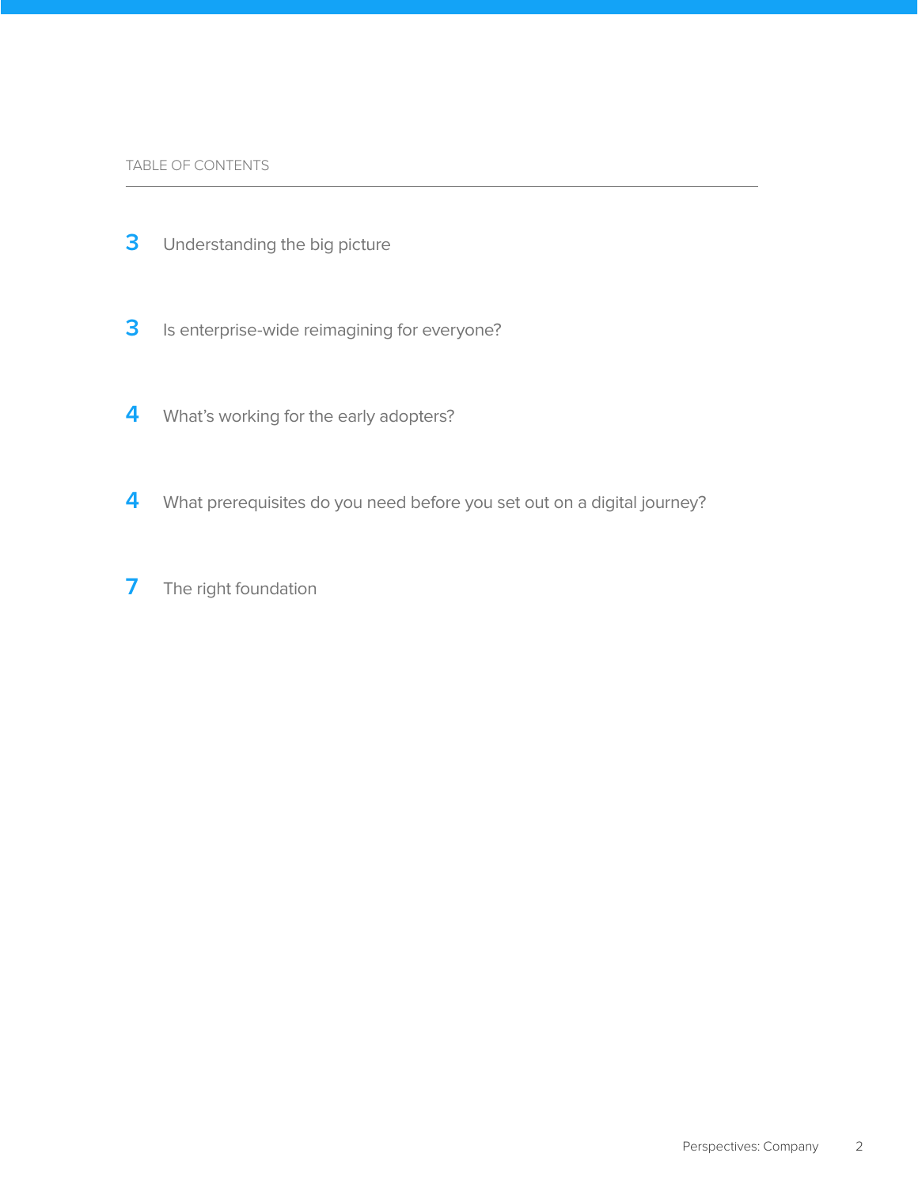TABLE OF CONTENTS

**3** Understanding the big picture

**3** Is enterprise-wide reimagining for everyone?

**4** What's working for the early adopters?

**4** What prerequisites do you need before you set out on a digital journey?

**7** The right foundation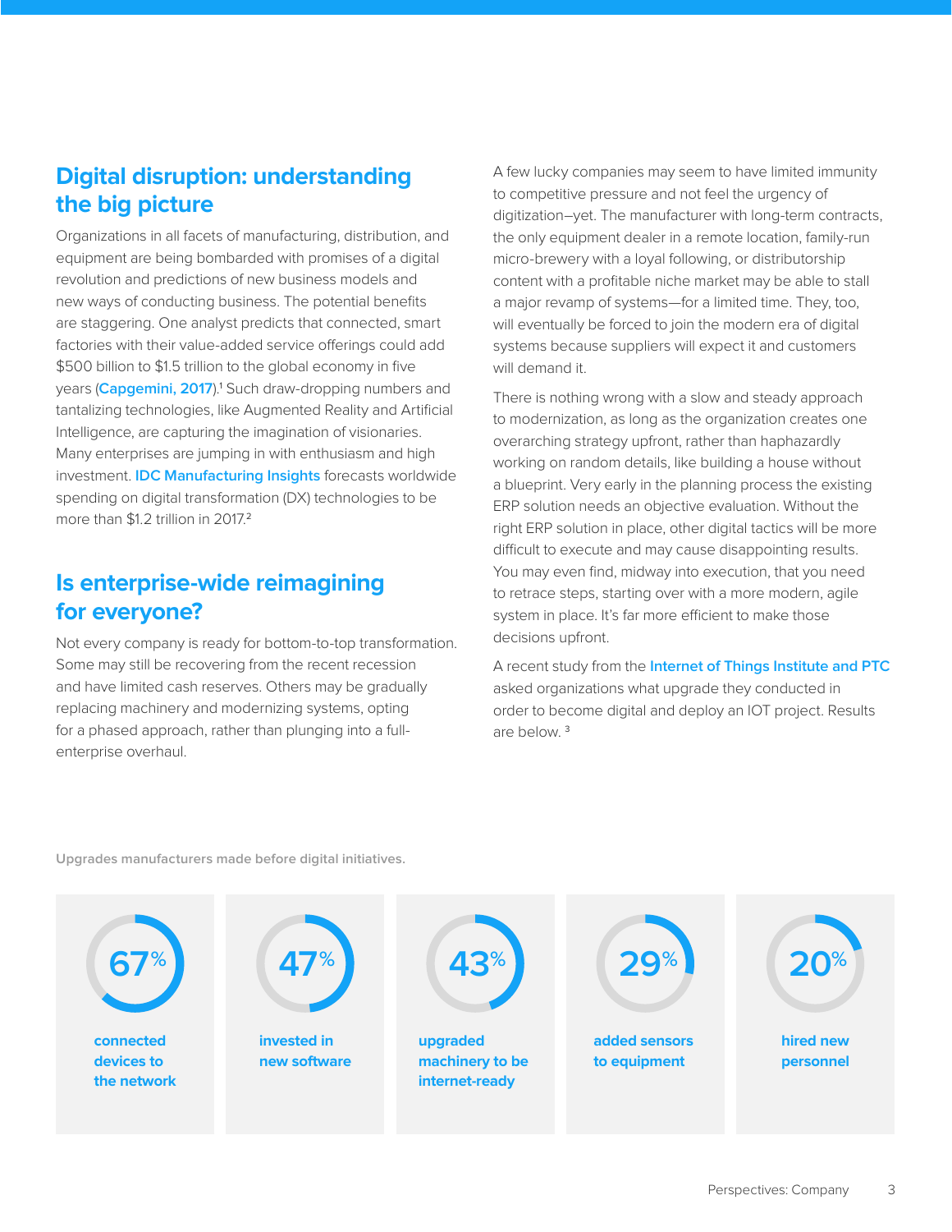## Digital disruption: understanding the big picture

Organizations in all facets of manufacturing, distribution, and equipment are being bombarded with promises of a digital revolution and predictions of new business models and new ways of conducting business. The potential benefits are staggering. One analyst predicts that connected, smart factories with their value-added service offerings could add $500 billion to $1.5 trillion to the global economy in five years (Capgemini, 2017).[1] Such draw-dropping numbers and tantalizing technologies, like Augmented Reality and Artificial Intelligence, are capturing the imagination of visionaries. Many enterprises are jumping in with enthusiasm and high investment. IDC Manufacturing Insights forecasts worldwide spending on digital transformation (DX) technologies to be more than $1.2 trillion in 2017.[2]

## Is enterprise-wide reimagining for everyone?

Not every company is ready for bottom-to-top transformation. Some may still be recovering from the recent recession and have limited cash reserves. Others may be gradually replacing machinery and modernizing systems, opting for a phased approach, rather than plunging into a full-enterprise overhaul.

A few lucky companies may seem to have limited immunity to competitive pressure and not feel the urgency of digitization–yet. The manufacturer with long-term contracts, the only equipment dealer in a remote location, family-run micro-brewery with a loyal following, or distributorship content with a profitable niche market may be able to stall a major revamp of systems—for a limited time. They, too, will eventually be forced to join the modern era of digital systems because suppliers will expect it and customers will demand it.

There is nothing wrong with a slow and steady approach to modernization, as long as the organization creates one overarching strategy upfront, rather than haphazardly working on random details, like building a house without a blueprint. Very early in the planning process the existing ERP solution needs an objective evaluation. Without the right ERP solution in place, other digital tactics will be more difficult to execute and may cause disappointing results. You may even find, midway into execution, that you need to retrace steps, starting over with a more modern, agile system in place. It's far more efficient to make those decisions upfront.

A recent study from the Internet of Things Institute and PTC asked organizations what upgrade they conducted in order to become digital and deploy an IOT project. Results are below.[3]

Upgrades manufacturers made before digital initiatives.

| 67% | 47% | 43% | 29% | 20% |
|---|---|---|---|---|
| connected devices to the network | invested in new software | upgraded machinery to be internet-ready | added sensors to equipment | hired new personnel |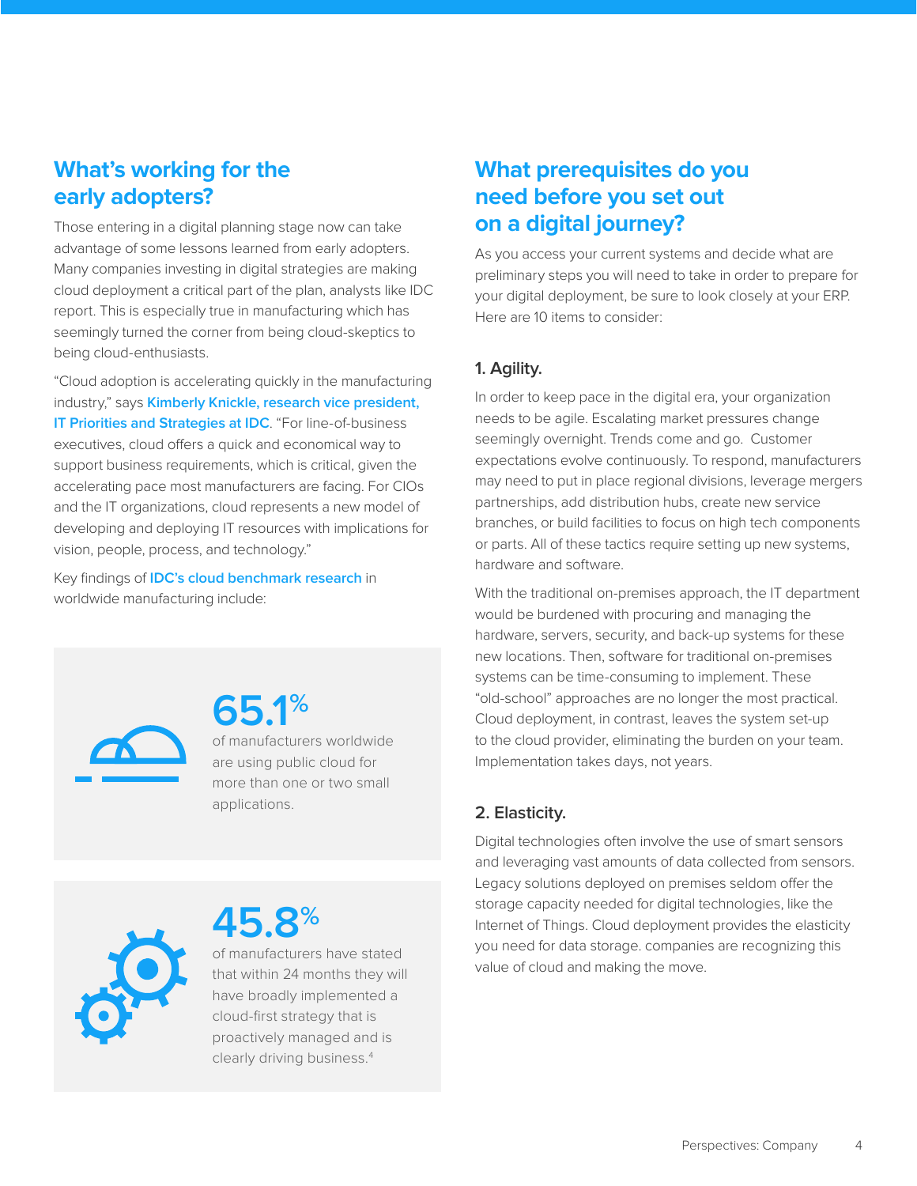## What's working for the early adopters?

Those entering in a digital planning stage now can take advantage of some lessons learned from early adopters. Many companies investing in digital strategies are making cloud deployment a critical part of the plan, analysts like IDC report. This is especially true in manufacturing which has seemingly turned the corner from being cloud-skeptics to being cloud-enthusiasts.

"Cloud adoption is accelerating quickly in the manufacturing industry," says Kimberly Knickle, research vice president, IT Priorities and Strategies at IDC. "For line-of-business executives, cloud offers a quick and economical way to support business requirements, which is critical, given the accelerating pace most manufacturers are facing. For CIOs and the IT organizations, cloud represents a new model of developing and deploying IT resources with implications for vision, people, process, and technology."

Key findings of IDC's cloud benchmark research in worldwide manufacturing include:

**65.1%** of manufacturers worldwide are using public cloud for more than one or two small applications.

**45.8%** of manufacturers have stated that within 24 months they will have broadly implemented a cloud-first strategy that is proactively managed and is clearly driving business.[4]

## What prerequisites do you need before you set out on a digital journey?

As you access your current systems and decide what are preliminary steps you will need to take in order to prepare for your digital deployment, be sure to look closely at your ERP. Here are 10 items to consider:

### 1. Agility.

In order to keep pace in the digital era, your organization needs to be agile. Escalating market pressures change seemingly overnight. Trends come and go. Customer expectations evolve continuously. To respond, manufacturers may need to put in place regional divisions, leverage mergers partnerships, add distribution hubs, create new service branches, or build facilities to focus on high tech components or parts. All of these tactics require setting up new systems, hardware and software.

With the traditional on-premises approach, the IT department would be burdened with procuring and managing the hardware, servers, security, and back-up systems for these new locations. Then, software for traditional on-premises systems can be time-consuming to implement. These "old-school" approaches are no longer the most practical. Cloud deployment, in contrast, leaves the system set-up to the cloud provider, eliminating the burden on your team. Implementation takes days, not years.

### 2. Elasticity.

Digital technologies often involve the use of smart sensors and leveraging vast amounts of data collected from sensors. Legacy solutions deployed on premises seldom offer the storage capacity needed for digital technologies, like the Internet of Things. Cloud deployment provides the elasticity you need for data storage. companies are recognizing this value of cloud and making the move.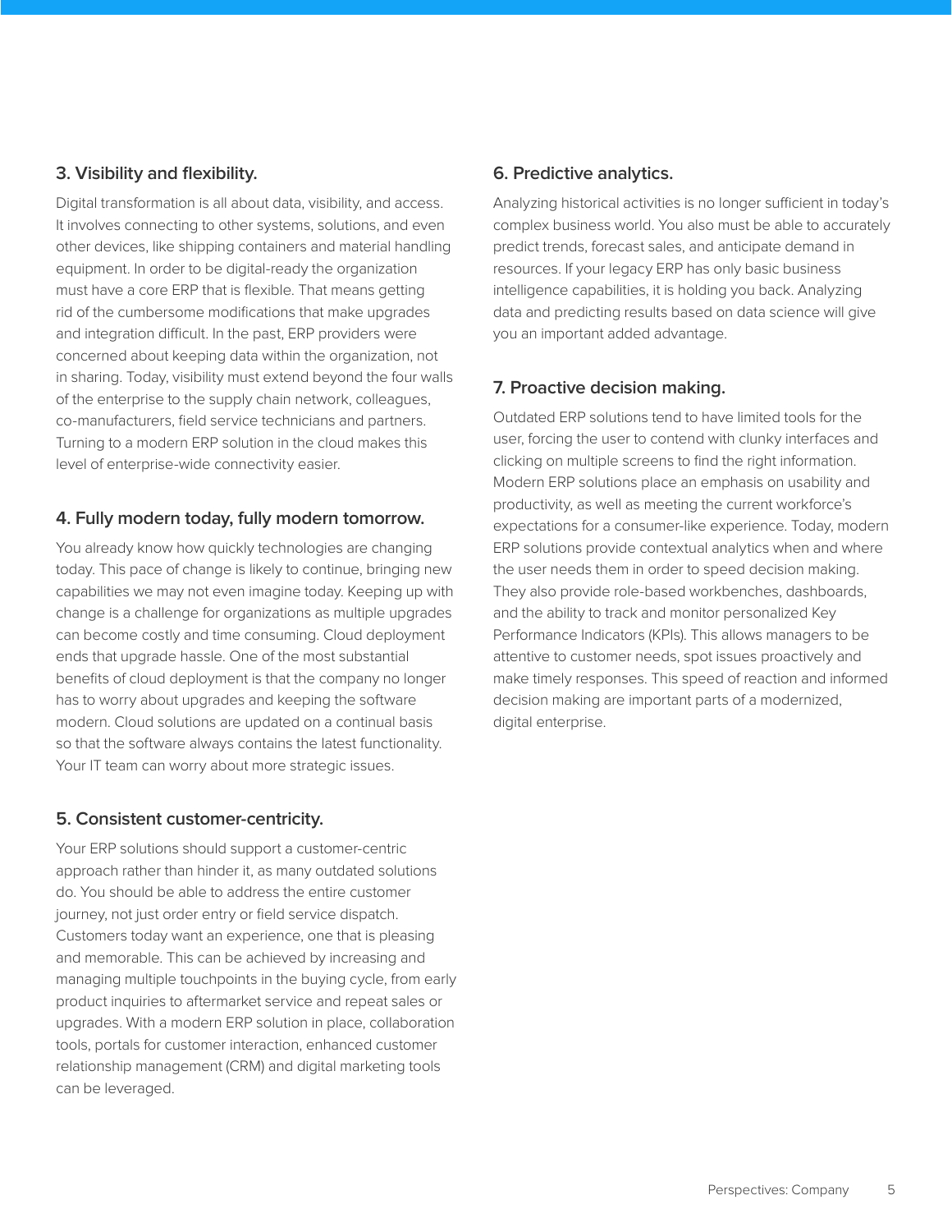### 3. Visibility and flexibility.

Digital transformation is all about data, visibility, and access. It involves connecting to other systems, solutions, and even other devices, like shipping containers and material handling equipment. In order to be digital-ready the organization must have a core ERP that is flexible. That means getting rid of the cumbersome modifications that make upgrades and integration difficult. In the past, ERP providers were concerned about keeping data within the organization, not in sharing. Today, visibility must extend beyond the four walls of the enterprise to the supply chain network, colleagues, co-manufacturers, field service technicians and partners. Turning to a modern ERP solution in the cloud makes this level of enterprise-wide connectivity easier.

### 4. Fully modern today, fully modern tomorrow.

You already know how quickly technologies are changing today. This pace of change is likely to continue, bringing new capabilities we may not even imagine today. Keeping up with change is a challenge for organizations as multiple upgrades can become costly and time consuming. Cloud deployment ends that upgrade hassle. One of the most substantial benefits of cloud deployment is that the company no longer has to worry about upgrades and keeping the software modern. Cloud solutions are updated on a continual basis so that the software always contains the latest functionality. Your IT team can worry about more strategic issues.

### 5. Consistent customer-centricity.

Your ERP solutions should support a customer-centric approach rather than hinder it, as many outdated solutions do. You should be able to address the entire customer journey, not just order entry or field service dispatch. Customers today want an experience, one that is pleasing and memorable. This can be achieved by increasing and managing multiple touchpoints in the buying cycle, from early product inquiries to aftermarket service and repeat sales or upgrades. With a modern ERP solution in place, collaboration tools, portals for customer interaction, enhanced customer relationship management (CRM) and digital marketing tools can be leveraged.

### 6. Predictive analytics.

Analyzing historical activities is no longer sufficient in today's complex business world. You also must be able to accurately predict trends, forecast sales, and anticipate demand in resources. If your legacy ERP has only basic business intelligence capabilities, it is holding you back. Analyzing data and predicting results based on data science will give you an important added advantage.

### 7. Proactive decision making.

Outdated ERP solutions tend to have limited tools for the user, forcing the user to contend with clunky interfaces and clicking on multiple screens to find the right information. Modern ERP solutions place an emphasis on usability and productivity, as well as meeting the current workforce's expectations for a consumer-like experience. Today, modern ERP solutions provide contextual analytics when and where the user needs them in order to speed decision making. They also provide role-based workbenches, dashboards, and the ability to track and monitor personalized Key Performance Indicators (KPIs). This allows managers to be attentive to customer needs, spot issues proactively and make timely responses. This speed of reaction and informed decision making are important parts of a modernized, digital enterprise.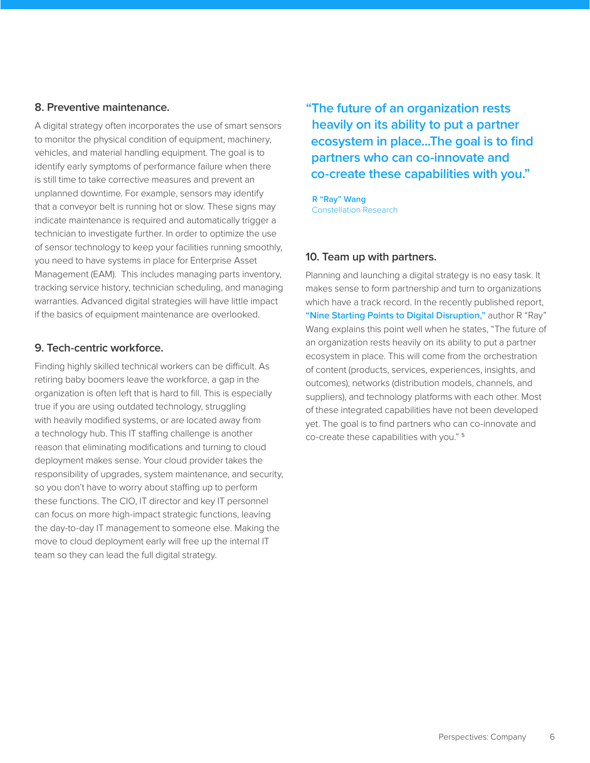## 8. Preventive maintenance.

A digital strategy often incorporates the use of smart sensors to monitor the physical condition of equipment, machinery, vehicles, and material handling equipment. The goal is to identify early symptoms of performance failure when there is still time to take corrective measures and prevent an unplanned downtime. For example, sensors may identify that a conveyor belt is running hot or slow. These signs may indicate maintenance is required and automatically trigger a technician to investigate further. In order to optimize the use of sensor technology to keep your facilities running smoothly, you need to have systems in place for Enterprise Asset Management (EAM). This includes managing parts inventory, tracking service history, technician scheduling, and managing warranties. Advanced digital strategies will have little impact if the basics of equipment maintenance are overlooked.

## 9. Tech-centric workforce.

Finding highly skilled technical workers can be difficult. As retiring baby boomers leave the workforce, a gap in the organization is often left that is hard to fill. This is especially true if you are using outdated technology, struggling with heavily modified systems, or are located away from a technology hub. This IT staffing challenge is another reason that eliminating modifications and turning to cloud deployment makes sense. Your cloud provider takes the responsibility of upgrades, system maintenance, and security, so you don't have to worry about staffing up to perform these functions. The CIO, IT director and key IT personnel can focus on more high-impact strategic functions, leaving the day-to-day IT management to someone else. Making the move to cloud deployment early will free up the internal IT team so they can lead the full digital strategy.

> **"The future of an organization rests heavily on its ability to put a partner ecosystem in place...The goal is to find partners who can co-innovate and co-create these capabilities with you."**
>
> **R "Ray" Wang**
> Constellation Research

## 10. Team up with partners.

Planning and launching a digital strategy is no easy task. It makes sense to form partnership and turn to organizations which have a track record. In the recently published report, **"Nine Starting Points to Digital Disruption,"** author R "Ray" Wang explains this point well when he states, "The future of an organization rests heavily on its ability to put a partner ecosystem in place. This will come from the orchestration of content (products, services, experiences, insights, and outcomes), networks (distribution models, channels, and suppliers), and technology platforms with each other. Most of these integrated capabilities have not been developed yet. The goal is to find partners who can co-innovate and co-create these capabilities with you." [5]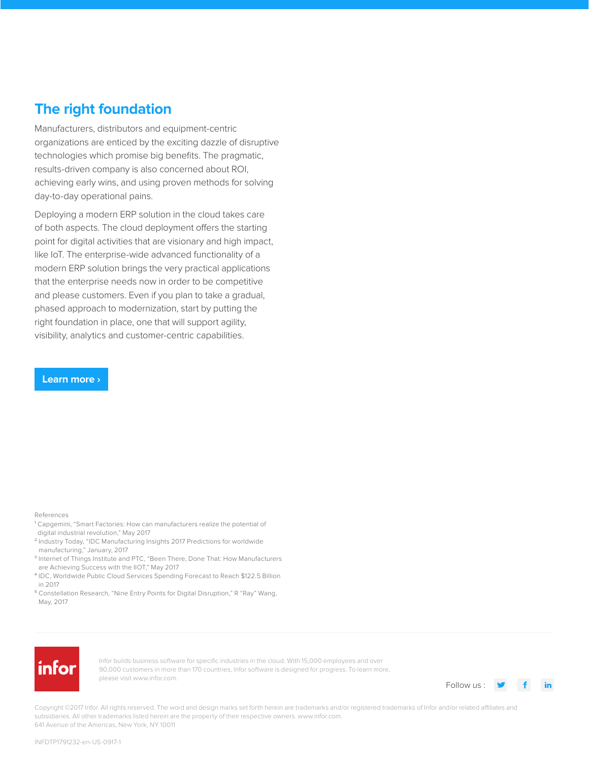## The right foundation

Manufacturers, distributors and equipment-centric organizations are enticed by the exciting dazzle of disruptive technologies which promise big benefits. The pragmatic, results-driven company is also concerned about ROI, achieving early wins, and using proven methods for solving day-to-day operational pains.

Deploying a modern ERP solution in the cloud takes care of both aspects. The cloud deployment offers the starting point for digital activities that are visionary and high impact, like IoT. The enterprise-wide advanced functionality of a modern ERP solution brings the very practical applications that the enterprise needs now in order to be competitive and please customers. Even if you plan to take a gradual, phased approach to modernization, start by putting the right foundation in place, one that will support agility, visibility, analytics and customer-centric capabilities.

Learn more ›

References

[1] Capgemini, "Smart Factories: How can manufacturers realize the potential of digital industrial revolution," May 2017

[2] Industry Today, "IDC Manufacturing Insights 2017 Predictions for worldwide manufacturing," January, 2017

[3] Internet of Things Institute and PTC, "Been There, Done That: How Manufacturers are Achieving Success with the IIOT," May 2017

[4] IDC, Worldwide Public Cloud Services Spending Forecast to Reach $122.5 Billion in 2017

[5] Constellation Research, "Nine Entry Points for Digital Disruption," R "Ray" Wang, May, 2017

infor

Infor builds business software for specific industries in the cloud. With 15,000 employees and over 90,000 customers in more than 170 countries, Infor software is designed for progress. To learn more, please visit www.infor.com.

Follow us :

Copyright ©2017 Infor. All rights reserved. The word and design marks set forth herein are trademarks and/or registered trademarks of Infor and/or related affiliates and subsidiaries. All other trademarks listed herein are the property of their respective owners. www.infor.com.
641 Avenue of the Americas, New York, NY 10011

INFDTP1791232-en-US-0917-1